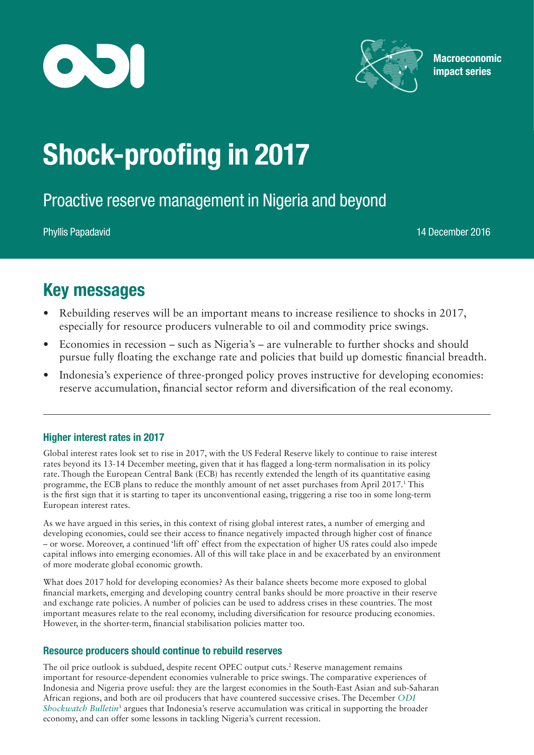ODI

Macroeconomic impact series

# Shock-proofing in 2017

## Proactive reserve management in Nigeria and beyond

Phyllis Papadavid

14 December 2016

## Key messages

- Rebuilding reserves will be an important means to increase resilience to shocks in 2017, especially for resource producers vulnerable to oil and commodity price swings.
- Economies in recession – such as Nigeria's – are vulnerable to further shocks and should pursue fully floating the exchange rate and policies that build up domestic financial breadth.
- Indonesia's experience of three-pronged policy proves instructive for developing economies: reserve accumulation, financial sector reform and diversification of the real economy.

---

### Higher interest rates in 2017

Global interest rates look set to rise in 2017, with the US Federal Reserve likely to continue to raise interest rates beyond its 13-14 December meeting, given that it has flagged a long-term normalisation in its policy rate. Though the European Central Bank (ECB) has recently extended the length of its quantitative easing programme, the ECB plans to reduce the monthly amount of net asset purchases from April 2017.[1] This is the first sign that it is starting to taper its unconventional easing, triggering a rise too in some long-term European interest rates.

As we have argued in this series, in this context of rising global interest rates, a number of emerging and developing economies, could see their access to finance negatively impacted through higher cost of finance – or worse. Moreover, a continued 'lift off' effect from the expectation of higher US rates could also impede capital inflows into emerging economies. All of this will take place in and be exacerbated by an environment of more moderate global economic growth.

What does 2017 hold for developing economies? As their balance sheets become more exposed to global financial markets, emerging and developing country central banks should be more proactive in their reserve and exchange rate policies. A number of policies can be used to address crises in these countries. The most important measures relate to the real economy, including diversification for resource producing economies. However, in the shorter-term, financial stabilisation policies matter too.

### Resource producers should continue to rebuild reserves

The oil price outlook is subdued, despite recent OPEC output cuts.[2] Reserve management remains important for resource-dependent economies vulnerable to price swings. The comparative experiences of Indonesia and Nigeria prove useful: they are the largest economies in the South-East Asian and sub-Saharan African regions, and both are oil producers that have countered successive crises. The December *ODI Shockwatch Bulletin*[3] argues that Indonesia's reserve accumulation was critical in supporting the broader economy, and can offer some lessons in tackling Nigeria's current recession.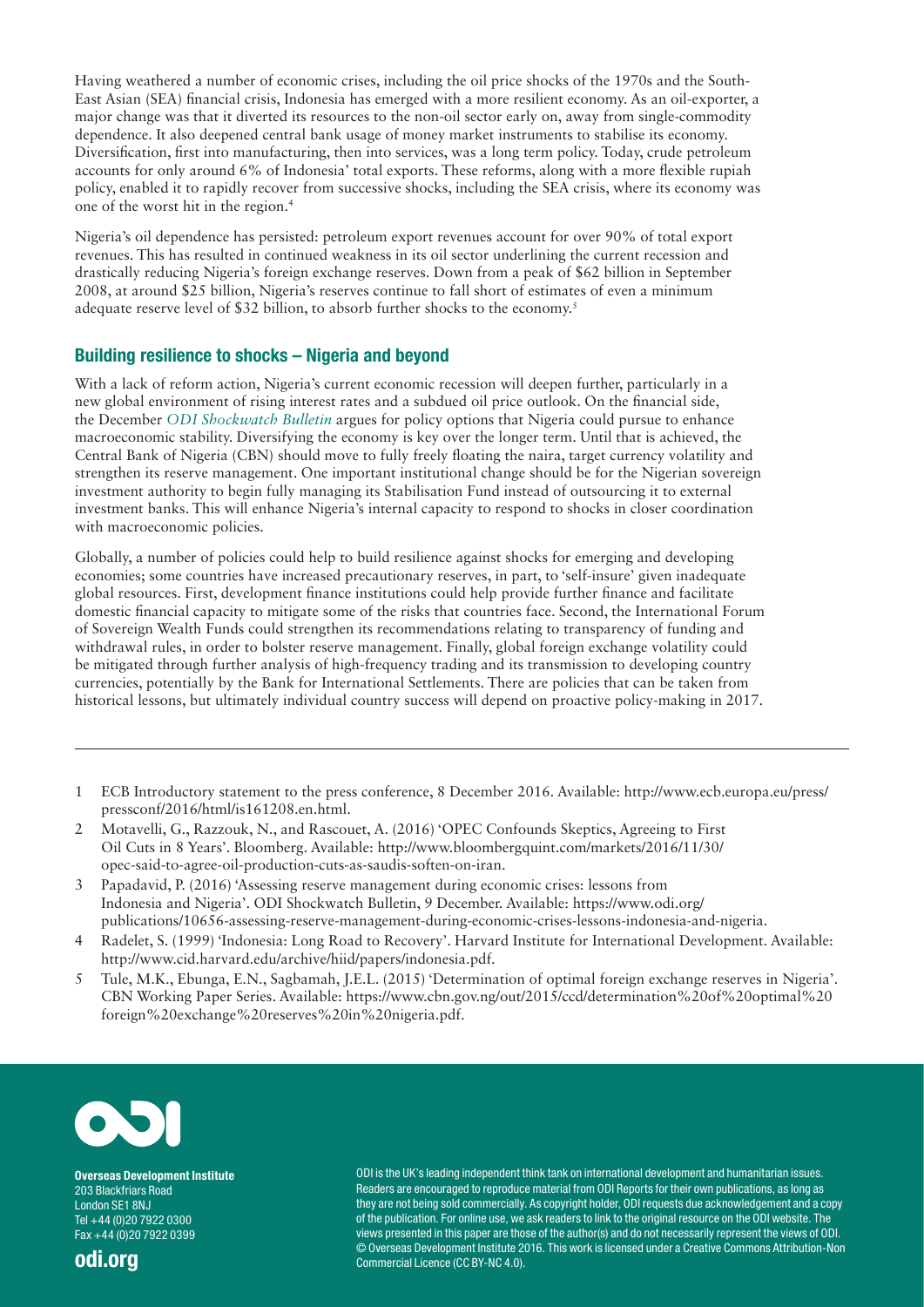Having weathered a number of economic crises, including the oil price shocks of the 1970s and the South-East Asian (SEA) financial crisis, Indonesia has emerged with a more resilient economy. As an oil-exporter, a major change was that it diverted its resources to the non-oil sector early on, away from single-commodity dependence. It also deepened central bank usage of money market instruments to stabilise its economy. Diversification, first into manufacturing, then into services, was a long term policy. Today, crude petroleum accounts for only around 6% of Indonesia' total exports. These reforms, along with a more flexible rupiah policy, enabled it to rapidly recover from successive shocks, including the SEA crisis, where its economy was one of the worst hit in the region.[4]

Nigeria's oil dependence has persisted: petroleum export revenues account for over 90% of total export revenues. This has resulted in continued weakness in its oil sector underlining the current recession and drastically reducing Nigeria's foreign exchange reserves. Down from a peak of $62 billion in September 2008, at around $25 billion, Nigeria's reserves continue to fall short of estimates of even a minimum adequate reserve level of $32 billion, to absorb further shocks to the economy.[5]

## Building resilience to shocks – Nigeria and beyond

With a lack of reform action, Nigeria's current economic recession will deepen further, particularly in a new global environment of rising interest rates and a subdued oil price outlook. On the financial side, the December *ODI Shockwatch Bulletin* argues for policy options that Nigeria could pursue to enhance macroeconomic stability. Diversifying the economy is key over the longer term. Until that is achieved, the Central Bank of Nigeria (CBN) should move to fully freely floating the naira, target currency volatility and strengthen its reserve management. One important institutional change should be for the Nigerian sovereign investment authority to begin fully managing its Stabilisation Fund instead of outsourcing it to external investment banks. This will enhance Nigeria's internal capacity to respond to shocks in closer coordination with macroeconomic policies.

Globally, a number of policies could help to build resilience against shocks for emerging and developing economies; some countries have increased precautionary reserves, in part, to 'self-insure' given inadequate global resources. First, development finance institutions could help provide further finance and facilitate domestic financial capacity to mitigate some of the risks that countries face. Second, the International Forum of Sovereign Wealth Funds could strengthen its recommendations relating to transparency of funding and withdrawal rules, in order to bolster reserve management. Finally, global foreign exchange volatility could be mitigated through further analysis of high-frequency trading and its transmission to developing country currencies, potentially by the Bank for International Settlements. There are policies that can be taken from historical lessons, but ultimately individual country success will depend on proactive policy-making in 2017.

---

1 ECB Introductory statement to the press conference, 8 December 2016. Available: http://www.ecb.europa.eu/press/pressconf/2016/html/is161208.en.html.

2 Motavelli, G., Razzouk, N., and Rascouet, A. (2016) 'OPEC Confounds Skeptics, Agreeing to First Oil Cuts in 8 Years'. Bloomberg. Available: http://www.bloombergquint.com/markets/2016/11/30/opec-said-to-agree-oil-production-cuts-as-saudis-soften-on-iran.

3 Papadavid, P. (2016) 'Assessing reserve management during economic crises: lessons from Indonesia and Nigeria'. ODI Shockwatch Bulletin, 9 December. Available: https://www.odi.org/publications/10656-assessing-reserve-management-during-economic-crises-lessons-indonesia-and-nigeria.

4 Radelet, S. (1999) 'Indonesia: Long Road to Recovery'. Harvard Institute for International Development. Available: http://www.cid.harvard.edu/archive/hiid/papers/indonesia.pdf.

5 Tule, M.K., Ebunga, E.N., Sagbamah, J.E.L. (2015) 'Determination of optimal foreign exchange reserves in Nigeria'. CBN Working Paper Series. Available: https://www.cbn.gov.ng/out/2015/ccd/determination%20of%20optimal%20foreign%20exchange%20reserves%20in%20nigeria.pdf.

**Overseas Development Institute**
203 Blackfriars Road
London SE1 8NJ
Tel +44 (0)20 7922 0300
Fax +44 (0)20 7922 0399

**odi.org**

ODI is the UK's leading independent think tank on international development and humanitarian issues. Readers are encouraged to reproduce material from ODI Reports for their own publications, as long as they are not being sold commercially. As copyright holder, ODI requests due acknowledgement and a copy of the publication. For online use, we ask readers to link to the original resource on the ODI website. The views presented in this paper are those of the author(s) and do not necessarily represent the views of ODI. © Overseas Development Institute 2016. This work is licensed under a Creative Commons Attribution-Non Commercial Licence (CC BY-NC 4.0).